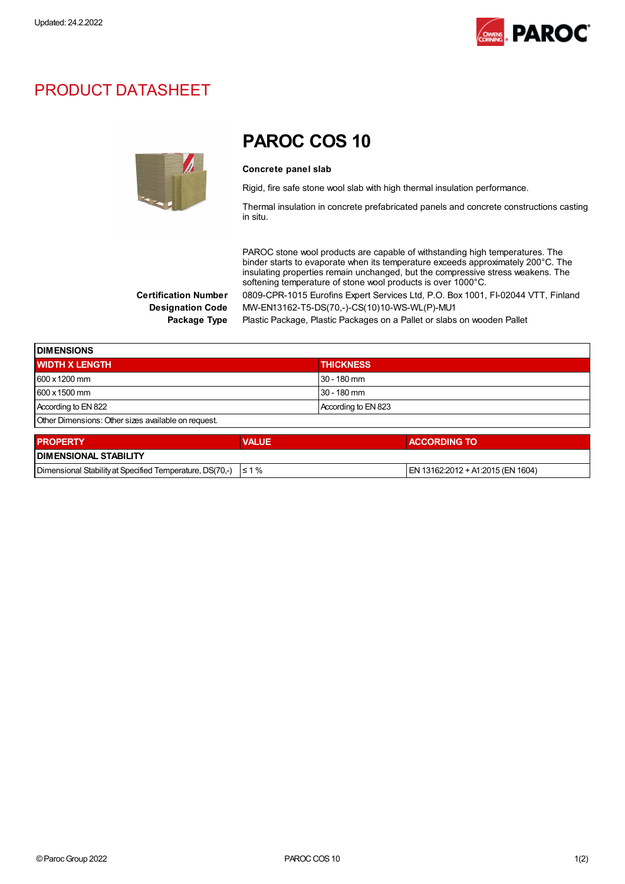Updated: 24.2.2022

# PRODUCT DATASHEET

## PAROC COS 10

**Concrete panel slab**

Rigid, fire safe stone wool slab with high thermal insulation performance.

Thermal insulation in concrete prefabricated panels and concrete constructions casting in situ.

PAROC stone wool products are capable of withstanding high temperatures. The binder starts to evaporate when its temperature exceeds approximately 200°C. The insulating properties remain unchanged, but the compressive stress weakens. The softening temperature of stone wool products is over 1000°C.

**Certification Number** 0809-CPR-1015 Eurofins Expert Services Ltd, P.O. Box 1001, FI-02044 VTT, Finland

**Designation Code** MW-EN13162-T5-DS(70,-)-CS(10)10-WS-WL(P)-MU1

**Package Type** Plastic Package, Plastic Packages on a Pallet or slabs on wooden Pallet

| DIMENSIONS | |
|---|---|
| **WIDTH X LENGTH** | **THICKNESS** |
| 600 x 1200 mm | 30 - 180 mm |
| 600 x 1500 mm | 30 - 180 mm |
| According to EN 822 | According to EN 823 |
| Other Dimensions: Other sizes available on request. | |

| PROPERTY | VALUE | ACCORDING TO |
|---|---|---|
| **DIMENSIONAL STABILITY** | | |
| Dimensional Stability at Specified Temperature, DS(70,-) | ≤ 1 % | EN 13162:2012 + A1:2015 (EN 1604) |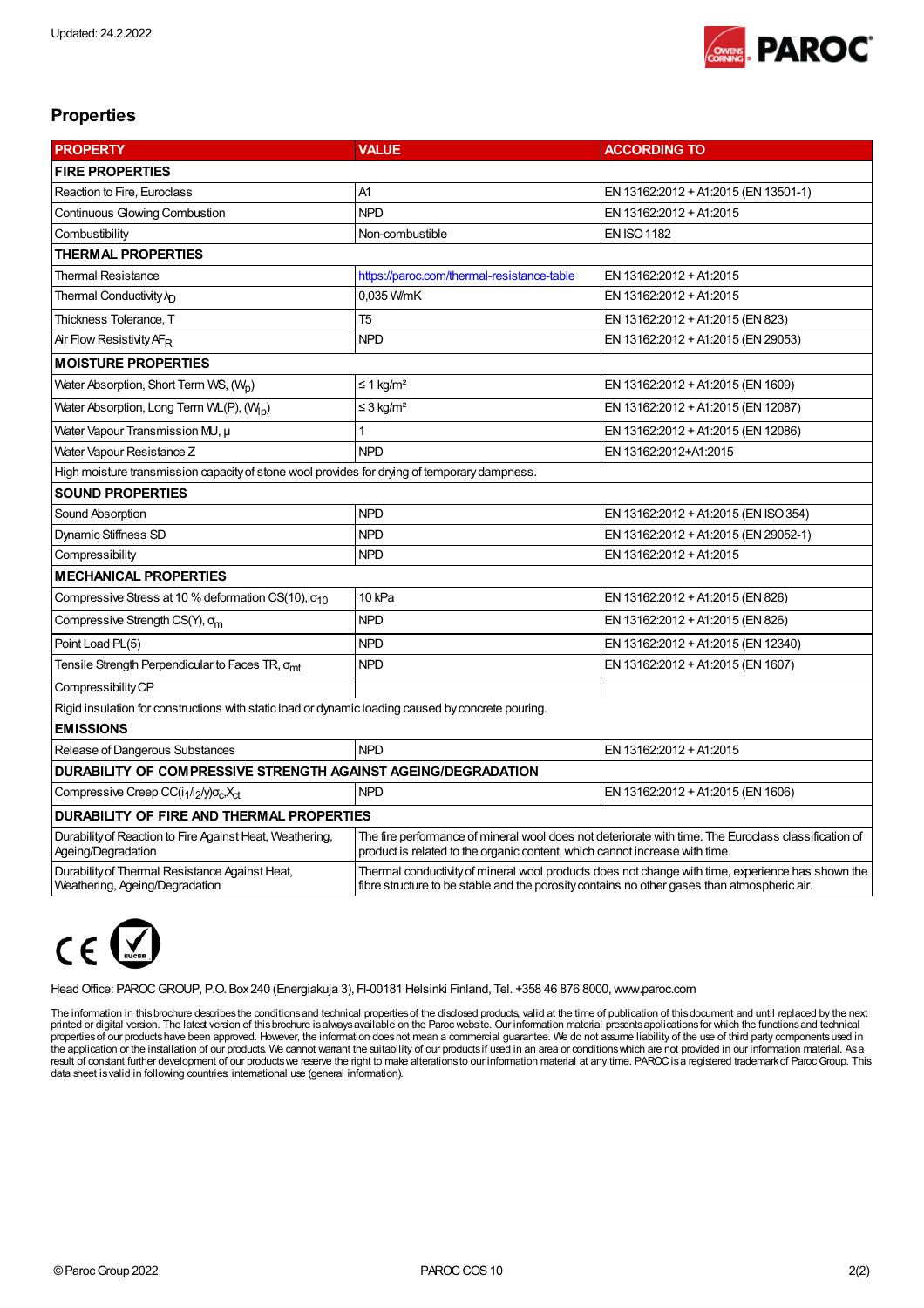Updated: 24.2.2022

## Properties

| PROPERTY | VALUE | ACCORDING TO |
|---|---|---|
| **FIRE PROPERTIES** | | |
| Reaction to Fire, Euroclass | A1 | EN 13162:2012 + A1:2015 (EN 13501-1) |
| Continuous Glowing Combustion | NPD | EN 13162:2012 + A1:2015 |
| Combustibility | Non-combustible | EN ISO 1182 |
| **THERMAL PROPERTIES** | | |
| Thermal Resistance | https://paroc.com/thermal-resistance-table | EN 13162:2012 + A1:2015 |
| Thermal Conductivity $\lambda_D$ | 0,035 W/mK | EN 13162:2012 + A1:2015 |
| Thickness Tolerance, T | T5 | EN 13162:2012 + A1:2015 (EN 823) |
| Air Flow Resistivity $AF_R$ | NPD | EN 13162:2012 + A1:2015 (EN 29053) |
| **MOISTURE PROPERTIES** | | |
| Water Absorption, Short Term WS, ($W_p$) | ≤ 1 kg/m² | EN 13162:2012 + A1:2015 (EN 1609) |
| Water Absorption, Long Term WL(P), ($W_{lp}$) | ≤ 3 kg/m² | EN 13162:2012 + A1:2015 (EN 12087) |
| Water Vapour Transmission MU, μ | 1 | EN 13162:2012 + A1:2015 (EN 12086) |
| Water Vapour Resistance Z | NPD | EN 13162:2012+A1:2015 |
| High moisture transmission capacity of stone wool provides for drying of temporary dampness. | | |
| **SOUND PROPERTIES** | | |
| Sound Absorption | NPD | EN 13162:2012 + A1:2015 (EN ISO 354) |
| Dynamic Stiffness SD | NPD | EN 13162:2012 + A1:2015 (EN 29052-1) |
| Compressibility | NPD | EN 13162:2012 + A1:2015 |
| **MECHANICAL PROPERTIES** | | |
| Compressive Stress at 10 % deformation CS(10), $\sigma_{10}$ | 10 kPa | EN 13162:2012 + A1:2015 (EN 826) |
| Compressive Strength CS(Y), $\sigma_m$ | NPD | EN 13162:2012 + A1:2015 (EN 826) |
| Point Load PL(5) | NPD | EN 13162:2012 + A1:2015 (EN 12340) |
| Tensile Strength Perpendicular to Faces TR, $\sigma_{mt}$ | NPD | EN 13162:2012 + A1:2015 (EN 1607) |
| Compressibility CP | | |
| Rigid insulation for constructions with static load or dynamic loading caused by concrete pouring. | | |
| **EMISSIONS** | | |
| Release of Dangerous Substances | NPD | EN 13162:2012 + A1:2015 |
| **DURABILITY OF COMPRESSIVE STRENGTH AGAINST AGEING/DEGRADATION** | | |
| Compressive Creep $CC(i_1/i_2/y)\sigma_c X_{ct}$ | NPD | EN 13162:2012 + A1:2015 (EN 1606) |
| **DURABILITY OF FIRE AND THERMAL PROPERTIES** | | |
| Durability of Reaction to Fire Against Heat, Weathering, Ageing/Degradation | The fire performance of mineral wool does not deteriorate with time. The Euroclass classification of product is related to the organic content, which cannot increase with time. | |
| Durability of Thermal Resistance Against Heat, Weathering, Ageing/Degradation | Thermal conductivity of mineral wool products does not change with time, experience has shown the fibre structure to be stable and the porosity contains no other gases than atmospheric air. | |

Head Office: PAROC GROUP, P.O. Box 240 (Energiakuja 3), FI-00181 Helsinki Finland, Tel. +358 46 876 8000, www.paroc.com

The information in this brochure describes the conditions and technical properties of the disclosed products, valid at the time of publication of this document and until replaced by the next printed or digital version. The latest version of this brochure is always available on the Paroc website. Our information material presents applications for which the functions and technical properties of our products have been approved. However, the information does not mean a commercial guarantee. We do not assume liability of the use of third party components used in the application or the installation of our products. We cannot warrant the suitability of our products if used in an area or conditions which are not provided in our information material. As a result of constant further development of our products we reserve the right to make alterations to our information material at any time. PAROC is a registered trademark of Paroc Group. This data sheet is valid in following countries: international use (general information).

© Paroc Group 2022 PAROC COS 10